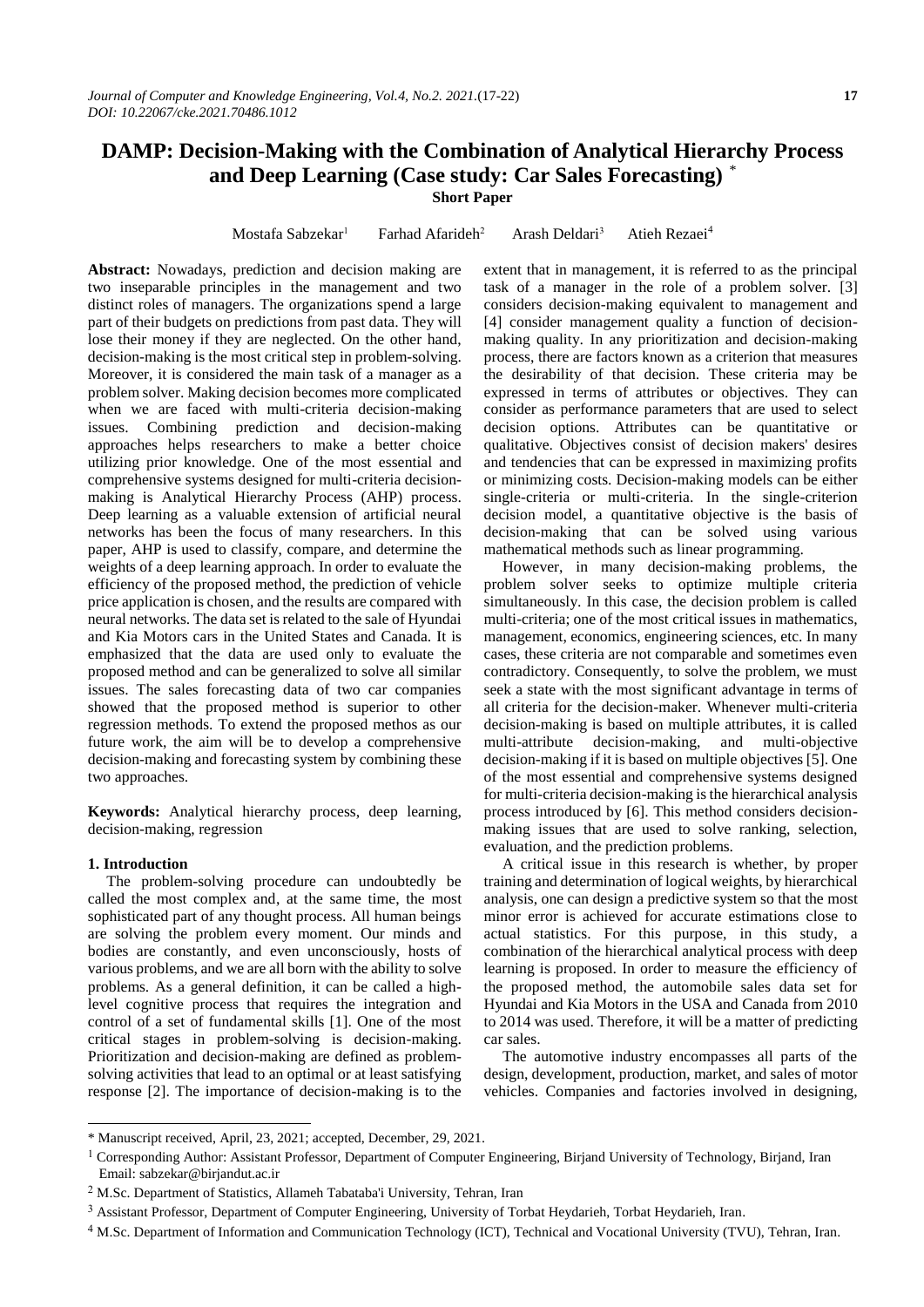# DAMP: Decision-Making with the Combination of Analytical Hierarchy Process and Deep Learning (Case study: Car Sales Forecasting) *

**Short Paper**

Mostafa Sabzekar[1] Farhad Afarideh[2] Arash Deldari[3] Atieh Rezaei[4]

**Abstract:** Nowadays, prediction and decision making are two inseparable principles in the management and two distinct roles of managers. The organizations spend a large part of their budgets on predictions from past data. They will lose their money if they are neglected. On the other hand, decision-making is the most critical step in problem-solving. Moreover, it is considered the main task of a manager as a problem solver. Making decision becomes more complicated when we are faced with multi-criteria decision-making issues. Combining prediction and decision-making approaches helps researchers to make a better choice utilizing prior knowledge. One of the most essential and comprehensive systems designed for multi-criteria decision-making is Analytical Hierarchy Process (AHP) process. Deep learning as a valuable extension of artificial neural networks has been the focus of many researchers. In this paper, AHP is used to classify, compare, and determine the weights of a deep learning approach. In order to evaluate the efficiency of the proposed method, the prediction of vehicle price application is chosen, and the results are compared with neural networks. The data set is related to the sale of Hyundai and Kia Motors cars in the United States and Canada. It is emphasized that the data are used only to evaluate the proposed method and can be generalized to solve all similar issues. The sales forecasting data of two car companies showed that the proposed method is superior to other regression methods. To extend the proposed methos as our future work, the aim will be to develop a comprehensive decision-making and forecasting system by combining these two approaches.

**Keywords:** Analytical hierarchy process, deep learning, decision-making, regression

## 1. Introduction

The problem-solving procedure can undoubtedly be called the most complex and, at the same time, the most sophisticated part of any thought process. All human beings are solving the problem every moment. Our minds and bodies are constantly, and even unconsciously, hosts of various problems, and we are all born with the ability to solve problems. As a general definition, it can be called a high-level cognitive process that requires the integration and control of a set of fundamental skills [1]. One of the most critical stages in problem-solving is decision-making. Prioritization and decision-making are defined as problem-solving activities that lead to an optimal or at least satisfying response [2]. The importance of decision-making is to the extent that in management, it is referred to as the principal task of a manager in the role of a problem solver. [3] considers decision-making equivalent to management and [4] consider management quality a function of decision-making quality. In any prioritization and decision-making process, there are factors known as a criterion that measures the desirability of that decision. These criteria may be expressed in terms of attributes or objectives. They can consider as performance parameters that are used to select decision options. Attributes can be quantitative or qualitative. Objectives consist of decision makers' desires and tendencies that can be expressed in maximizing profits or minimizing costs. Decision-making models can be either single-criteria or multi-criteria. In the single-criterion decision model, a quantitative objective is the basis of decision-making that can be solved using various mathematical methods such as linear programming.

However, in many decision-making problems, the problem solver seeks to optimize multiple criteria simultaneously. In this case, the decision problem is called multi-criteria; one of the most critical issues in mathematics, management, economics, engineering sciences, etc. In many cases, these criteria are not comparable and sometimes even contradictory. Consequently, to solve the problem, we must seek a state with the most significant advantage in terms of all criteria for the decision-maker. Whenever multi-criteria decision-making is based on multiple attributes, it is called multi-attribute decision-making, and multi-objective decision-making if it is based on multiple objectives [5]. One of the most essential and comprehensive systems designed for multi-criteria decision-making is the hierarchical analysis process introduced by [6]. This method considers decision-making issues that are used to solve ranking, selection, evaluation, and the prediction problems.

A critical issue in this research is whether, by proper training and determination of logical weights, by hierarchical analysis, one can design a predictive system so that the most minor error is achieved for accurate estimations close to actual statistics. For this purpose, in this study, a combination of the hierarchical analytical process with deep learning is proposed. In order to measure the efficiency of the proposed method, the automobile sales data set for Hyundai and Kia Motors in the USA and Canada from 2010 to 2014 was used. Therefore, it will be a matter of predicting car sales.

The automotive industry encompasses all parts of the design, development, production, market, and sales of motor vehicles. Companies and factories involved in designing,

---

* Manuscript received, April, 23, 2021; accepted, December, 29, 2021.

[1] Corresponding Author: Assistant Professor, Department of Computer Engineering, Birjand University of Technology, Birjand, Iran Email: sabzekar@birjandut.ac.ir

[2] M.Sc. Department of Statistics, Allameh Tabataba'i University, Tehran, Iran

[3] Assistant Professor, Department of Computer Engineering, University of Torbat Heydarieh, Torbat Heydarieh, Iran.

[4] M.Sc. Department of Information and Communication Technology (ICT), Technical and Vocational University (TVU), Tehran, Iran.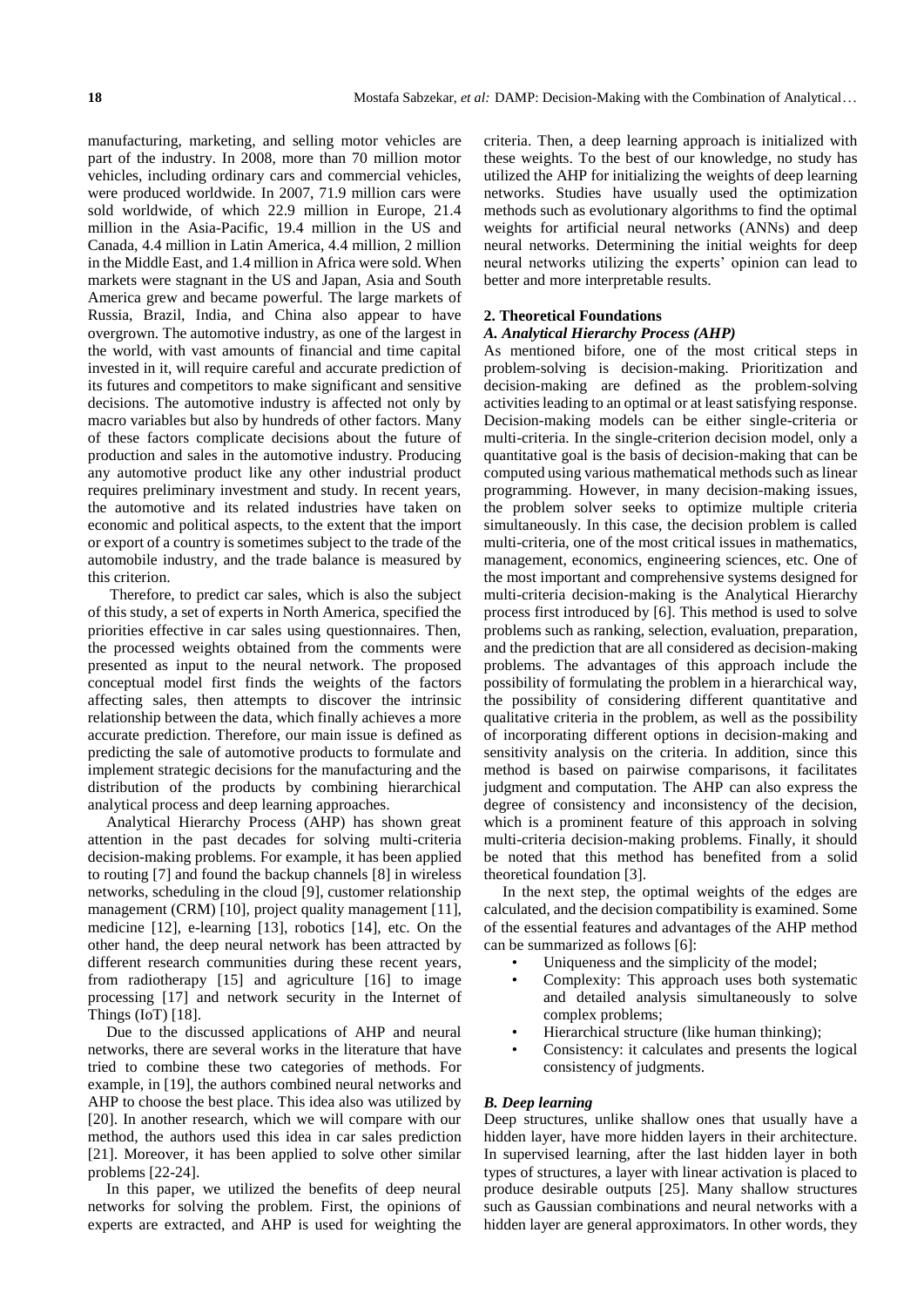manufacturing, marketing, and selling motor vehicles are part of the industry. In 2008, more than 70 million motor vehicles, including ordinary cars and commercial vehicles, were produced worldwide. In 2007, 71.9 million cars were sold worldwide, of which 22.9 million in Europe, 21.4 million in the Asia-Pacific, 19.4 million in the US and Canada, 4.4 million in Latin America, 4.4 million, 2 million in the Middle East, and 1.4 million in Africa were sold. When markets were stagnant in the US and Japan, Asia and South America grew and became powerful. The large markets of Russia, Brazil, India, and China also appear to have overgrown. The automotive industry, as one of the largest in the world, with vast amounts of financial and time capital invested in it, will require careful and accurate prediction of its futures and competitors to make significant and sensitive decisions. The automotive industry is affected not only by macro variables but also by hundreds of other factors. Many of these factors complicate decisions about the future of production and sales in the automotive industry. Producing any automotive product like any other industrial product requires preliminary investment and study. In recent years, the automotive and its related industries have taken on economic and political aspects, to the extent that the import or export of a country is sometimes subject to the trade of the automobile industry, and the trade balance is measured by this criterion.

Therefore, to predict car sales, which is also the subject of this study, a set of experts in North America, specified the priorities effective in car sales using questionnaires. Then, the processed weights obtained from the comments were presented as input to the neural network. The proposed conceptual model first finds the weights of the factors affecting sales, then attempts to discover the intrinsic relationship between the data, which finally achieves a more accurate prediction. Therefore, our main issue is defined as predicting the sale of automotive products to formulate and implement strategic decisions for the manufacturing and the distribution of the products by combining hierarchical analytical process and deep learning approaches.

Analytical Hierarchy Process (AHP) has shown great attention in the past decades for solving multi-criteria decision-making problems. For example, it has been applied to routing [7] and found the backup channels [8] in wireless networks, scheduling in the cloud [9], customer relationship management (CRM) [10], project quality management [11], medicine [12], e-learning [13], robotics [14], etc. On the other hand, the deep neural network has been attracted by different research communities during these recent years, from radiotherapy [15] and agriculture [16] to image processing [17] and network security in the Internet of Things (IoT) [18].

Due to the discussed applications of AHP and neural networks, there are several works in the literature that have tried to combine these two categories of methods. For example, in [19], the authors combined neural networks and AHP to choose the best place. This idea also was utilized by [20]. In another research, which we will compare with our method, the authors used this idea in car sales prediction [21]. Moreover, it has been applied to solve other similar problems [22-24].

In this paper, we utilized the benefits of deep neural networks for solving the problem. First, the opinions of experts are extracted, and AHP is used for weighting the criteria. Then, a deep learning approach is initialized with these weights. To the best of our knowledge, no study has utilized the AHP for initializing the weights of deep learning networks. Studies have usually used the optimization methods such as evolutionary algorithms to find the optimal weights for artificial neural networks (ANNs) and deep neural networks. Determining the initial weights for deep neural networks utilizing the experts' opinion can lead to better and more interpretable results.

## 2. Theoretical Foundations

### *A. Analytical Hierarchy Process (AHP)*

As mentioned bifore, one of the most critical steps in problem-solving is decision-making. Prioritization and decision-making are defined as the problem-solving activities leading to an optimal or at least satisfying response. Decision-making models can be either single-criteria or multi-criteria. In the single-criterion decision model, only a quantitative goal is the basis of decision-making that can be computed using various mathematical methods such as linear programming. However, in many decision-making issues, the problem solver seeks to optimize multiple criteria simultaneously. In this case, the decision problem is called multi-criteria, one of the most critical issues in mathematics, management, economics, engineering sciences, etc. One of the most important and comprehensive systems designed for multi-criteria decision-making is the Analytical Hierarchy process first introduced by [6]. This method is used to solve problems such as ranking, selection, evaluation, preparation, and the prediction that are all considered as decision-making problems. The advantages of this approach include the possibility of formulating the problem in a hierarchical way, the possibility of considering different quantitative and qualitative criteria in the problem, as well as the possibility of incorporating different options in decision-making and sensitivity analysis on the criteria. In addition, since this method is based on pairwise comparisons, it facilitates judgment and computation. The AHP can also express the degree of consistency and inconsistency of the decision, which is a prominent feature of this approach in solving multi-criteria decision-making problems. Finally, it should be noted that this method has benefited from a solid theoretical foundation [3].

In the next step, the optimal weights of the edges are calculated, and the decision compatibility is examined. Some of the essential features and advantages of the AHP method can be summarized as follows [6]:

- Uniqueness and the simplicity of the model;
- Complexity: This approach uses both systematic and detailed analysis simultaneously to solve complex problems;
- Hierarchical structure (like human thinking);
- Consistency: it calculates and presents the logical consistency of judgments.

### *B. Deep learning*

Deep structures, unlike shallow ones that usually have a hidden layer, have more hidden layers in their architecture. In supervised learning, after the last hidden layer in both types of structures, a layer with linear activation is placed to produce desirable outputs [25]. Many shallow structures such as Gaussian combinations and neural networks with a hidden layer are general approximators. In other words, they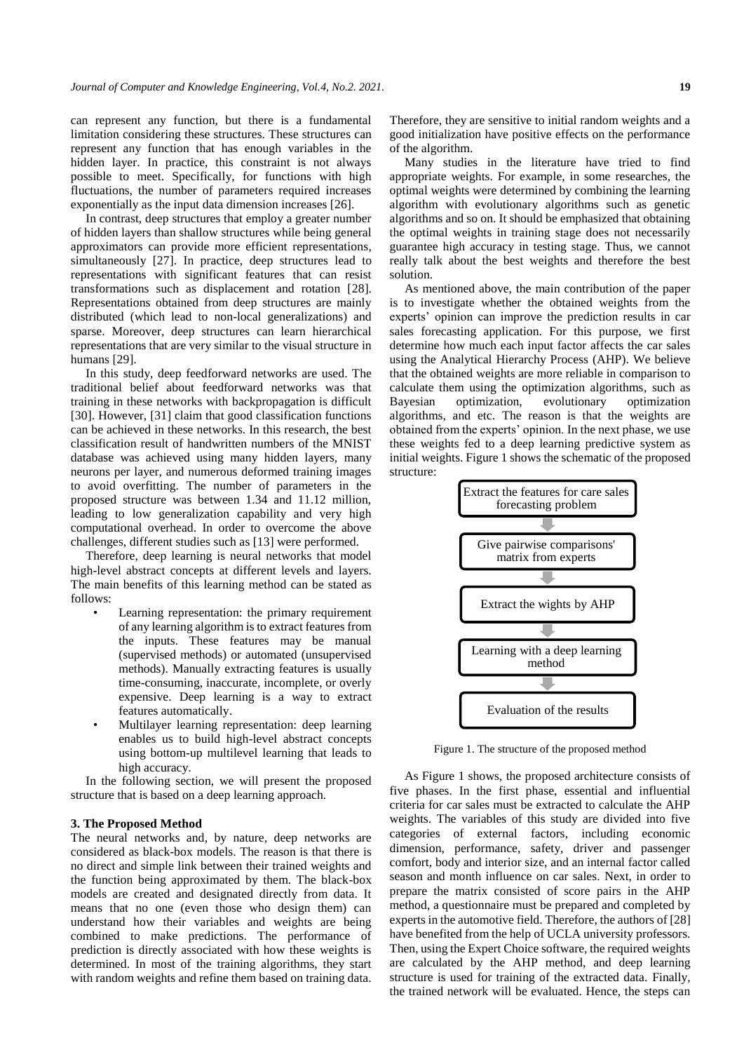can represent any function, but there is a fundamental limitation considering these structures. These structures can represent any function that has enough variables in the hidden layer. In practice, this constraint is not always possible to meet. Specifically, for functions with high fluctuations, the number of parameters required increases exponentially as the input data dimension increases [26].

In contrast, deep structures that employ a greater number of hidden layers than shallow structures while being general approximators can provide more efficient representations, simultaneously [27]. In practice, deep structures lead to representations with significant features that can resist transformations such as displacement and rotation [28]. Representations obtained from deep structures are mainly distributed (which lead to non-local generalizations) and sparse. Moreover, deep structures can learn hierarchical representations that are very similar to the visual structure in humans [29].

In this study, deep feedforward networks are used. The traditional belief about feedforward networks was that training in these networks with backpropagation is difficult [30]. However, [31] claim that good classification functions can be achieved in these networks. In this research, the best classification result of handwritten numbers of the MNIST database was achieved using many hidden layers, many neurons per layer, and numerous deformed training images to avoid overfitting. The number of parameters in the proposed structure was between 1.34 and 11.12 million, leading to low generalization capability and very high computational overhead. In order to overcome the above challenges, different studies such as [13] were performed.

Therefore, deep learning is neural networks that model high-level abstract concepts at different levels and layers. The main benefits of this learning method can be stated as follows:

- Learning representation: the primary requirement of any learning algorithm is to extract features from the inputs. These features may be manual (supervised methods) or automated (unsupervised methods). Manually extracting features is usually time-consuming, inaccurate, incomplete, or overly expensive. Deep learning is a way to extract features automatically.
- Multilayer learning representation: deep learning enables us to build high-level abstract concepts using bottom-up multilevel learning that leads to high accuracy.

In the following section, we will present the proposed structure that is based on a deep learning approach.

## 3. The Proposed Method

The neural networks and, by nature, deep networks are considered as black-box models. The reason is that there is no direct and simple link between their trained weights and the function being approximated by them. The black-box models are created and designated directly from data. It means that no one (even those who design them) can understand how their variables and weights are being combined to make predictions. The performance of prediction is directly associated with how these weights is determined. In most of the training algorithms, they start with random weights and refine them based on training data. Therefore, they are sensitive to initial random weights and a good initialization have positive effects on the performance of the algorithm.

Many studies in the literature have tried to find appropriate weights. For example, in some researches, the optimal weights were determined by combining the learning algorithm with evolutionary algorithms such as genetic algorithms and so on. It should be emphasized that obtaining the optimal weights in training stage does not necessarily guarantee high accuracy in testing stage. Thus, we cannot really talk about the best weights and therefore the best solution.

As mentioned above, the main contribution of the paper is to investigate whether the obtained weights from the experts' opinion can improve the prediction results in car sales forecasting application. For this purpose, we first determine how much each input factor affects the car sales using the Analytical Hierarchy Process (AHP). We believe that the obtained weights are more reliable in comparison to calculate them using the optimization algorithms, such as Bayesian optimization, evolutionary optimization algorithms, and etc. The reason is that the weights are obtained from the experts' opinion. In the next phase, we use these weights fed to a deep learning predictive system as initial weights. Figure 1 shows the schematic of the proposed structure:

Extract the features for care sales forecasting problem

↓

Give pairwise comparisons' matrix from experts

↓

Extract the wights by AHP

↓

Learning with a deep learning method

↓

Evaluation of the results

Figure 1. The structure of the proposed method

As Figure 1 shows, the proposed architecture consists of five phases. In the first phase, essential and influential criteria for car sales must be extracted to calculate the AHP weights. The variables of this study are divided into five categories of external factors, including economic dimension, performance, safety, driver and passenger comfort, body and interior size, and an internal factor called season and month influence on car sales. Next, in order to prepare the matrix consisted of score pairs in the AHP method, a questionnaire must be prepared and completed by experts in the automotive field. Therefore, the authors of [28] have benefited from the help of UCLA university professors. Then, using the Expert Choice software, the required weights are calculated by the AHP method, and deep learning structure is used for training of the extracted data. Finally, the trained network will be evaluated. Hence, the steps can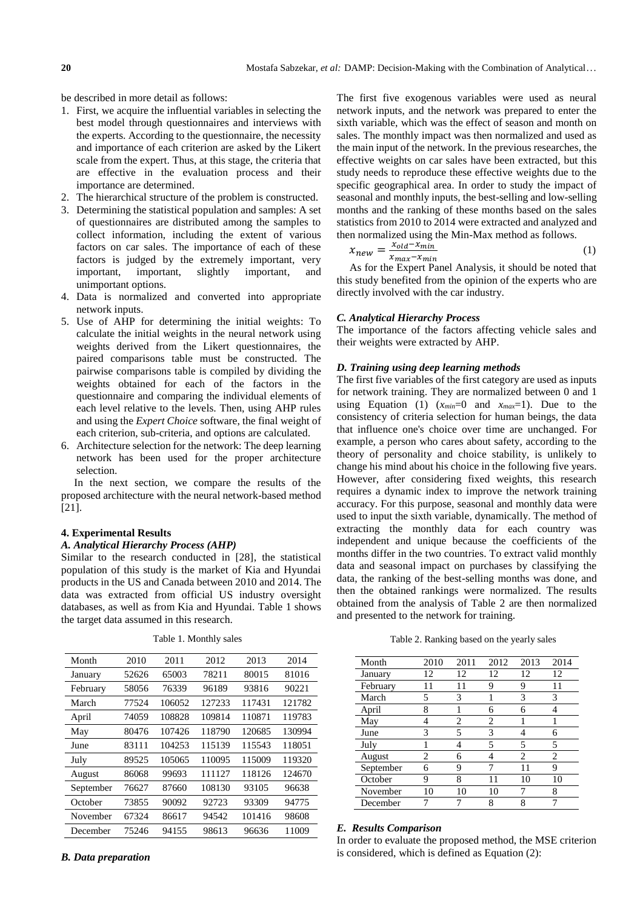be described in more detail as follows:

1. First, we acquire the influential variables in selecting the best model through questionnaires and interviews with the experts. According to the questionnaire, the necessity and importance of each criterion are asked by the Likert scale from the expert. Thus, at this stage, the criteria that are effective in the evaluation process and their importance are determined.
2. The hierarchical structure of the problem is constructed.
3. Determining the statistical population and samples: A set of questionnaires are distributed among the samples to collect information, including the extent of various factors on car sales. The importance of each of these factors is judged by the extremely important, very important, important, slightly important, and unimportant options.
4. Data is normalized and converted into appropriate network inputs.
5. Use of AHP for determining the initial weights: To calculate the initial weights in the neural network using weights derived from the Likert questionnaires, the paired comparisons table must be constructed. The pairwise comparisons table is compiled by dividing the weights obtained for each of the factors in the questionnaire and comparing the individual elements of each level relative to the levels. Then, using AHP rules and using the *Expert Choice* software, the final weight of each criterion, sub-criteria, and options are calculated.
6. Architecture selection for the network: The deep learning network has been used for the proper architecture selection.

In the next section, we compare the results of the proposed architecture with the neural network-based method [21].

### 4. Experimental Results

#### *A. Analytical Hierarchy Process (AHP)*

Similar to the research conducted in [28], the statistical population of this study is the market of Kia and Hyundai products in the US and Canada between 2010 and 2014. The data was extracted from official US industry oversight databases, as well as from Kia and Hyundai. Table 1 shows the target data assumed in this research.

Table 1. Monthly sales

| Month | 2010 | 2011 | 2012 | 2013 | 2014 |
|---|---|---|---|---|---|
| January | 52626 | 65003 | 78211 | 80015 | 81016 |
| February | 58056 | 76339 | 96189 | 93816 | 90221 |
| March | 77524 | 106052 | 127233 | 117431 | 121782 |
| April | 74059 | 108828 | 109814 | 110871 | 119783 |
| May | 80476 | 107426 | 118790 | 120685 | 130994 |
| June | 83111 | 104253 | 115139 | 115543 | 118051 |
| July | 89525 | 105065 | 110095 | 115009 | 119320 |
| August | 86068 | 99693 | 111127 | 118126 | 124670 |
| September | 76627 | 87660 | 108130 | 93105 | 96638 |
| October | 73855 | 90092 | 92723 | 93309 | 94775 |
| November | 67324 | 86617 | 94542 | 101416 | 98608 |
| December | 75246 | 94155 | 98613 | 96636 | 11009 |

#### *B. Data preparation*

The first five exogenous variables were used as neural network inputs, and the network was prepared to enter the sixth variable, which was the effect of season and month on sales. The monthly impact was then normalized and used as the main input of the network. In the previous researches, the effective weights on car sales have been extracted, but this study needs to reproduce these effective weights due to the specific geographical area. In order to study the impact of seasonal and monthly inputs, the best-selling and low-selling months and the ranking of these months based on the sales statistics from 2010 to 2014 were extracted and analyzed and then normalized using the Min-Max method as follows.

$$x_{new} = \frac{x_{old} - x_{min}}{x_{max} - x_{min}} \tag{1}$$

As for the Expert Panel Analysis, it should be noted that this study benefited from the opinion of the experts who are directly involved with the car industry.

#### *C. Analytical Hierarchy Process*

The importance of the factors affecting vehicle sales and their weights were extracted by AHP.

#### *D. Training using deep learning methods*

The first five variables of the first category are used as inputs for network training. They are normalized between 0 and 1 using Equation (1) ($x_{min}$=0 and $x_{max}$=1). Due to the consistency of criteria selection for human beings, the data that influence one's choice over time are unchanged. For example, a person who cares about safety, according to the theory of personality and choice stability, is unlikely to change his mind about his choice in the following five years. However, after considering fixed weights, this research requires a dynamic index to improve the network training accuracy. For this purpose, seasonal and monthly data were used to input the sixth variable, dynamically. The method of extracting the monthly data for each country was independent and unique because the coefficients of the months differ in the two countries. To extract valid monthly data and seasonal impact on purchases by classifying the data, the ranking of the best-selling months was done, and then the obtained rankings were normalized. The results obtained from the analysis of Table 2 are then normalized and presented to the network for training.

Table 2. Ranking based on the yearly sales

| Month | 2010 | 2011 | 2012 | 2013 | 2014 |
|---|---|---|---|---|---|
| January | 12 | 12 | 12 | 12 | 12 |
| February | 11 | 11 | 9 | 9 | 11 |
| March | 5 | 3 | 1 | 3 | 3 |
| April | 8 | 1 | 6 | 6 | 4 |
| May | 4 | 2 | 2 | 1 | 1 |
| June | 3 | 5 | 3 | 4 | 6 |
| July | 1 | 4 | 5 | 5 | 5 |
| August | 2 | 6 | 4 | 2 | 2 |
| September | 6 | 9 | 7 | 11 | 9 |
| October | 9 | 8 | 11 | 10 | 10 |
| November | 10 | 10 | 10 | 7 | 8 |
| December | 7 | 7 | 8 | 8 | 7 |

#### *E. Results Comparison*

In order to evaluate the proposed method, the MSE criterion is considered, which is defined as Equation (2):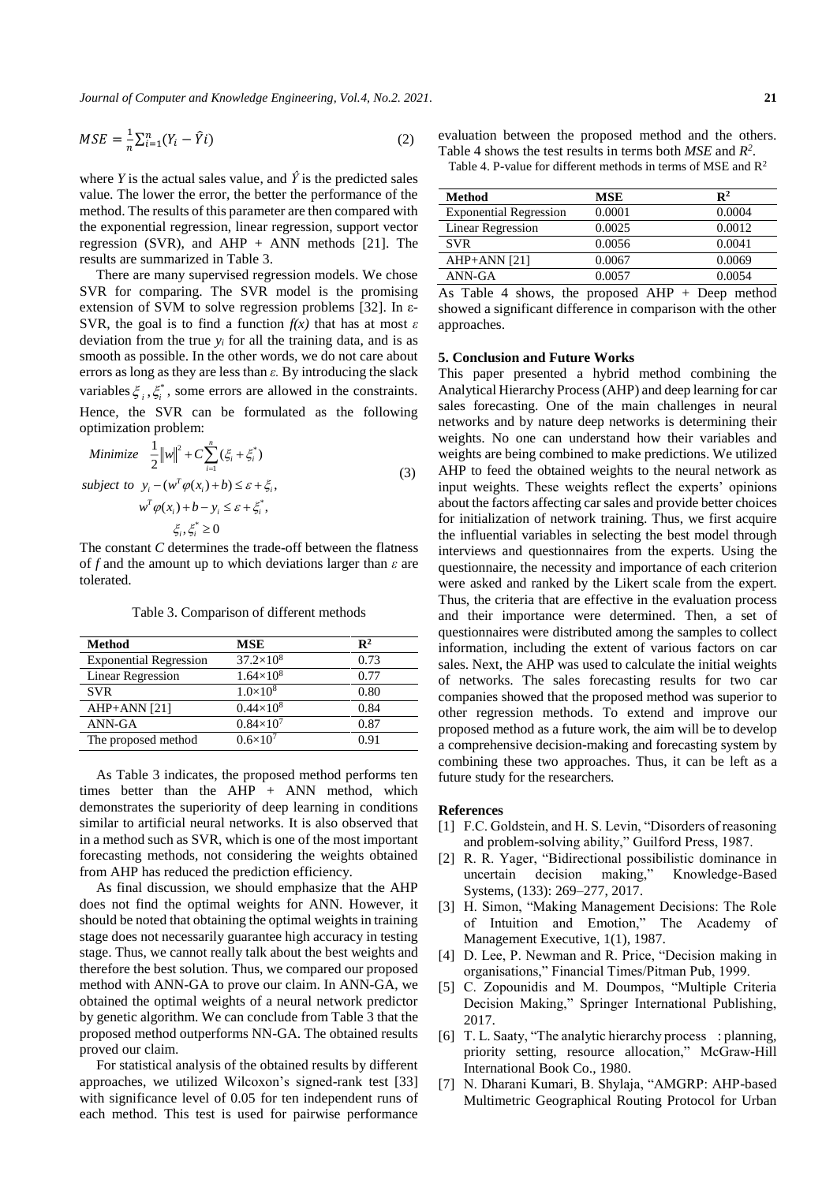$$MSE = \frac{1}{n}\sum_{i=1}^{n}(Y_i - \hat{Y}i) \tag{2}$$

where $Y$ is the actual sales value, and $\hat{Y}$ is the predicted sales value. The lower the error, the better the performance of the method. The results of this parameter are then compared with the exponential regression, linear regression, support vector regression (SVR), and AHP + ANN methods [21]. The results are summarized in Table 3.

There are many supervised regression models. We chose SVR for comparing. The SVR model is the promising extension of SVM to solve regression problems [32]. In ε-SVR, the goal is to find a function $f(x)$ that has at most $\varepsilon$ deviation from the true $y_i$ for all the training data, and is as smooth as possible. In the other words, we do not care about errors as long as they are less than $\varepsilon$. By introducing the slack variables $\xi_i, \xi_i^*$, some errors are allowed in the constraints. Hence, the SVR can be formulated as the following optimization problem:

$$\begin{aligned} &Minimize \quad \frac{1}{2}\|w\|^2 + C\sum_{i=1}^{n}(\xi_i + \xi_i^*) \\ &subject\ to \quad y_i - (w^T\varphi(x_i) + b) \le \varepsilon + \xi_i, \\ &\qquad\qquad w^T\varphi(x_i) + b - y_i \le \varepsilon + \xi_i^*, \\ &\qquad\qquad \xi_i, \xi_i^* \ge 0 \end{aligned} \tag{3}$$

The constant $C$ determines the trade-off between the flatness of $f$ and the amount up to which deviations larger than $\varepsilon$ are tolerated.

Table 3. Comparison of different methods

| Method | MSE | $R^2$ |
|---|---|---|
| Exponential Regression | $37.2\times10^8$ | 0.73 |
| Linear Regression | $1.64\times10^8$ | 0.77 |
| SVR | $1.0\times10^8$ | 0.80 |
| AHP+ANN [21] | $0.44\times10^8$ | 0.84 |
| ANN-GA | $0.84\times10^7$ | 0.87 |
| The proposed method | $0.6\times10^7$ | 0.91 |

As Table 3 indicates, the proposed method performs ten times better than the AHP + ANN method, which demonstrates the superiority of deep learning in conditions similar to artificial neural networks. It is also observed that in a method such as SVR, which is one of the most important forecasting methods, not considering the weights obtained from AHP has reduced the prediction efficiency.

As final discussion, we should emphasize that the AHP does not find the optimal weights for ANN. However, it should be noted that obtaining the optimal weights in training stage does not necessarily guarantee high accuracy in testing stage. Thus, we cannot really talk about the best weights and therefore the best solution. Thus, we compared our proposed method with ANN-GA to prove our claim. In ANN-GA, we obtained the optimal weights of a neural network predictor by genetic algorithm. We can conclude from Table 3 that the proposed method outperforms NN-GA. The obtained results proved our claim.

For statistical analysis of the obtained results by different approaches, we utilized Wilcoxon's signed-rank test [33] with significance level of 0.05 for ten independent runs of each method. This test is used for pairwise performance evaluation between the proposed method and the others. Table 4 shows the test results in terms both *MSE* and $R^2$.

Table 4. P-value for different methods in terms of MSE and $R^2$

| Method | MSE | $R^2$ |
|---|---|---|
| Exponential Regression | 0.0001 | 0.0004 |
| Linear Regression | 0.0025 | 0.0012 |
| SVR | 0.0056 | 0.0041 |
| AHP+ANN [21] | 0.0067 | 0.0069 |
| ANN-GA | 0.0057 | 0.0054 |

As Table 4 shows, the proposed AHP + Deep method showed a significant difference in comparison with the other approaches.

## 5. Conclusion and Future Works

This paper presented a hybrid method combining the Analytical Hierarchy Process (AHP) and deep learning for car sales forecasting. One of the main challenges in neural networks and by nature deep networks is determining their weights. No one can understand how their variables and weights are being combined to make predictions. We utilized AHP to feed the obtained weights to the neural network as input weights. These weights reflect the experts' opinions about the factors affecting car sales and provide better choices for initialization of network training. Thus, we first acquire the influential variables in selecting the best model through interviews and questionnaires from the experts. Using the questionnaire, the necessity and importance of each criterion were asked and ranked by the Likert scale from the expert. Thus, the criteria that are effective in the evaluation process and their importance were determined. Then, a set of questionnaires were distributed among the samples to collect information, including the extent of various factors on car sales. Next, the AHP was used to calculate the initial weights of networks. The sales forecasting results for two car companies showed that the proposed method was superior to other regression methods. To extend and improve our proposed method as a future work, the aim will be to develop a comprehensive decision-making and forecasting system by combining these two approaches. Thus, it can be left as a future study for the researchers.

## References

[1] F.C. Goldstein, and H. S. Levin, "Disorders of reasoning and problem-solving ability," Guilford Press, 1987.

[2] R. R. Yager, "Bidirectional possibilistic dominance in uncertain decision making," Knowledge-Based Systems, (133): 269–277, 2017.

[3] H. Simon, "Making Management Decisions: The Role of Intuition and Emotion," The Academy of Management Executive, 1(1), 1987.

[4] D. Lee, P. Newman and R. Price, "Decision making in organisations," Financial Times/Pitman Pub, 1999.

[5] C. Zopounidis and M. Doumpos, "Multiple Criteria Decision Making," Springer International Publishing, 2017.

[6] T. L. Saaty, "The analytic hierarchy process : planning, priority setting, resource allocation," McGraw-Hill International Book Co., 1980.

[7] N. Dharani Kumari, B. Shylaja, "AMGRP: AHP-based Multimetric Geographical Routing Protocol for Urban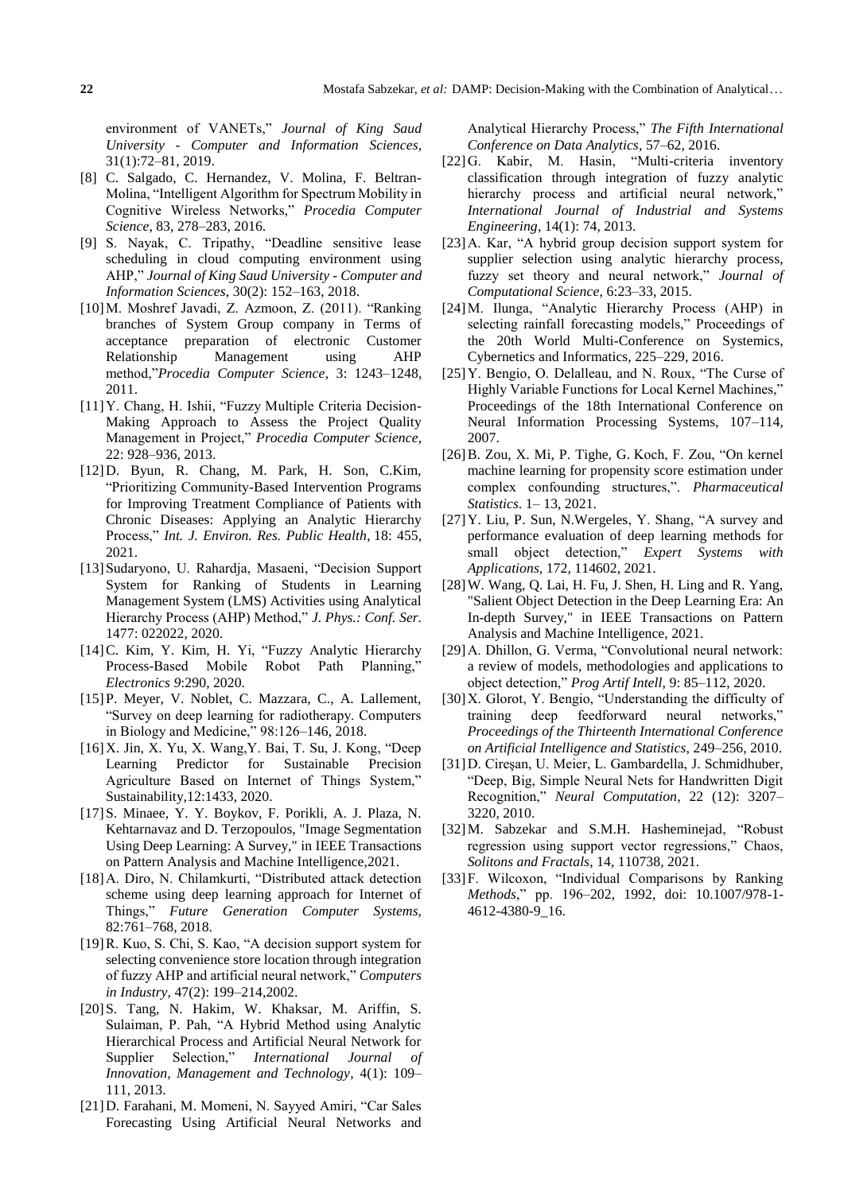environment of VANETs," *Journal of King Saud University - Computer and Information Sciences*, 31(1):72–81, 2019.

[8] C. Salgado, C. Hernandez, V. Molina, F. Beltran-Molina, "Intelligent Algorithm for Spectrum Mobility in Cognitive Wireless Networks," *Procedia Computer Science*, 83, 278–283, 2016.

[9] S. Nayak, C. Tripathy, "Deadline sensitive lease scheduling in cloud computing environment using AHP," *Journal of King Saud University - Computer and Information Sciences*, 30(2): 152–163, 2018.

[10] M. Moshref Javadi, Z. Azmoon, Z. (2011). "Ranking branches of System Group company in Terms of acceptance preparation of electronic Customer Relationship Management using AHP method,"*Procedia Computer Science*, 3: 1243–1248, 2011.

[11] Y. Chang, H. Ishii, "Fuzzy Multiple Criteria Decision-Making Approach to Assess the Project Quality Management in Project," *Procedia Computer Science*, 22: 928–936, 2013.

[12] D. Byun, R. Chang, M. Park, H. Son, C.Kim, "Prioritizing Community-Based Intervention Programs for Improving Treatment Compliance of Patients with Chronic Diseases: Applying an Analytic Hierarchy Process," *Int. J. Environ. Res. Public Health*, 18: 455, 2021.

[13] Sudaryono, U. Rahardja, Masaeni, "Decision Support System for Ranking of Students in Learning Management System (LMS) Activities using Analytical Hierarchy Process (AHP) Method," *J. Phys.: Conf. Ser.* 1477: 022022, 2020.

[14] C. Kim, Y. Kim, H. Yi, "Fuzzy Analytic Hierarchy Process-Based Mobile Robot Path Planning," *Electronics 9*:290, 2020.

[15] P. Meyer, V. Noblet, C. Mazzara, C., A. Lallement, "Survey on deep learning for radiotherapy. Computers in Biology and Medicine," 98:126–146, 2018.

[16] X. Jin, X. Yu, X. Wang,Y. Bai, T. Su, J. Kong, "Deep Learning Predictor for Sustainable Precision Agriculture Based on Internet of Things System," Sustainability,12:1433, 2020.

[17] S. Minaee, Y. Y. Boykov, F. Porikli, A. J. Plaza, N. Kehtarnavaz and D. Terzopoulos, "Image Segmentation Using Deep Learning: A Survey," in IEEE Transactions on Pattern Analysis and Machine Intelligence,2021.

[18] A. Diro, N. Chilamkurti, "Distributed attack detection scheme using deep learning approach for Internet of Things," *Future Generation Computer Systems*, 82:761–768, 2018.

[19] R. Kuo, S. Chi, S. Kao, "A decision support system for selecting convenience store location through integration of fuzzy AHP and artificial neural network," *Computers in Industry*, 47(2): 199–214,2002.

[20] S. Tang, N. Hakim, W. Khaksar, M. Ariffin, S. Sulaiman, P. Pah, "A Hybrid Method using Analytic Hierarchical Process and Artificial Neural Network for Supplier Selection," *International Journal of Innovation, Management and Technology*, 4(1): 109–111, 2013.

[21] D. Farahani, M. Momeni, N. Sayyed Amiri, "Car Sales Forecasting Using Artificial Neural Networks and Analytical Hierarchy Process," *The Fifth International Conference on Data Analytics*, 57–62, 2016.

[22] G. Kabir, M. Hasin, "Multi-criteria inventory classification through integration of fuzzy analytic hierarchy process and artificial neural network," *International Journal of Industrial and Systems Engineering*, 14(1): 74, 2013.

[23] A. Kar, "A hybrid group decision support system for supplier selection using analytic hierarchy process, fuzzy set theory and neural network," *Journal of Computational Science*, 6:23–33, 2015.

[24] M. Ilunga, "Analytic Hierarchy Process (AHP) in selecting rainfall forecasting models," Proceedings of the 20th World Multi-Conference on Systemics, Cybernetics and Informatics, 225–229, 2016.

[25] Y. Bengio, O. Delalleau, and N. Roux, "The Curse of Highly Variable Functions for Local Kernel Machines," Proceedings of the 18th International Conference on Neural Information Processing Systems, 107–114, 2007.

[26] B. Zou, X. Mi, P. Tighe, G. Koch, F. Zou, "On kernel machine learning for propensity score estimation under complex confounding structures,". *Pharmaceutical Statistics*. 1– 13, 2021.

[27] Y. Liu, P. Sun, N.Wergeles, Y. Shang, "A survey and performance evaluation of deep learning methods for small object detection," *Expert Systems with Applications*, 172, 114602, 2021.

[28] W. Wang, Q. Lai, H. Fu, J. Shen, H. Ling and R. Yang, "Salient Object Detection in the Deep Learning Era: An In-depth Survey," in IEEE Transactions on Pattern Analysis and Machine Intelligence, 2021.

[29] A. Dhillon, G. Verma, "Convolutional neural network: a review of models, methodologies and applications to object detection," *Prog Artif Intell*, 9: 85–112, 2020.

[30] X. Glorot, Y. Bengio, "Understanding the difficulty of training deep feedforward neural networks," *Proceedings of the Thirteenth International Conference on Artificial Intelligence and Statistics*, 249–256, 2010.

[31] D. Cireșan, U. Meier, L. Gambardella, J. Schmidhuber, "Deep, Big, Simple Neural Nets for Handwritten Digit Recognition," *Neural Computation*, 22 (12): 3207–3220, 2010.

[32] M. Sabzekar and S.M.H. Hasheminejad, "Robust regression using support vector regressions," Chaos, *Solitons and Fractals*, 14, 110738, 2021.

[33] F. Wilcoxon, "Individual Comparisons by Ranking *Methods*," pp. 196–202, 1992, doi: 10.1007/978-1-4612-4380-9_16.